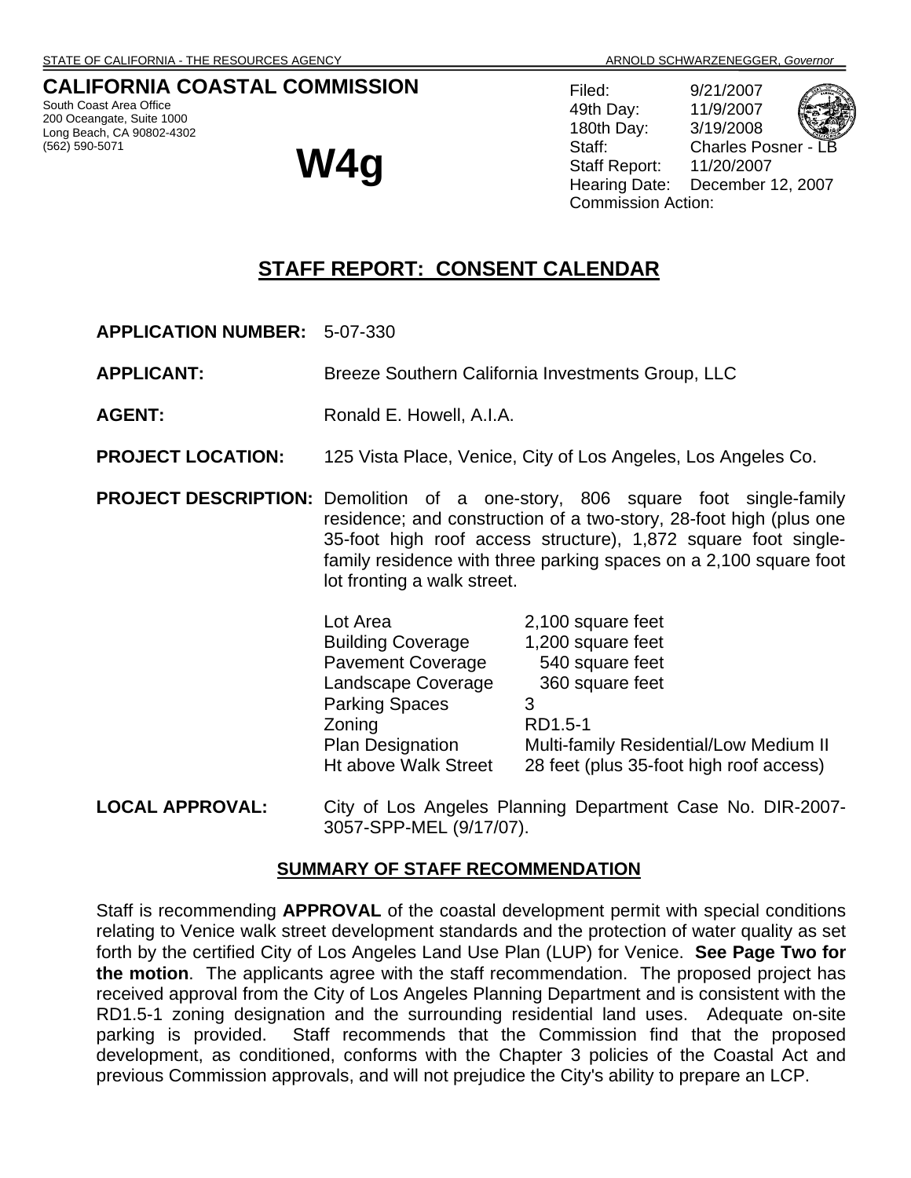STATE OF CALIFORNIA - THE RESOURCES AGENCY ARNOLD SCHWARZENEGGER, *Governor*

**CALIFORNIA COASTAL COMMISSION**

South Coast Area Office
200 Oceangate, Suite 1000
Long Beach, CA 90802-4302
(562) 590-5071

# W4g

Filed: 9/21/2007
49th Day: 11/9/2007
180th Day: 3/19/2008
Staff: Charles Posner - LB
Staff Report: 11/20/2007
Hearing Date: December 12, 2007
Commission Action:

## STAFF REPORT: CONSENT CALENDAR

**APPLICATION NUMBER:** 5-07-330

**APPLICANT:** Breeze Southern California Investments Group, LLC

**AGENT:** Ronald E. Howell, A.I.A.

**PROJECT LOCATION:** 125 Vista Place, Venice, City of Los Angeles, Los Angeles Co.

**PROJECT DESCRIPTION:** Demolition of a one-story, 806 square foot single-family residence; and construction of a two-story, 28-foot high (plus one 35-foot high roof access structure), 1,872 square foot single-family residence with three parking spaces on a 2,100 square foot lot fronting a walk street.

| | |
|---|---|
| Lot Area | 2,100 square feet |
| Building Coverage | 1,200 square feet |
| Pavement Coverage | 540 square feet |
| Landscape Coverage | 360 square feet |
| Parking Spaces | 3 |
| Zoning | RD1.5-1 |
| Plan Designation | Multi-family Residential/Low Medium II |
| Ht above Walk Street | 28 feet (plus 35-foot high roof access) |

**LOCAL APPROVAL:** City of Los Angeles Planning Department Case No. DIR-2007-3057-SPP-MEL (9/17/07).

### SUMMARY OF STAFF RECOMMENDATION

Staff is recommending **APPROVAL** of the coastal development permit with special conditions relating to Venice walk street development standards and the protection of water quality as set forth by the certified City of Los Angeles Land Use Plan (LUP) for Venice. **See Page Two for the motion**. The applicants agree with the staff recommendation. The proposed project has received approval from the City of Los Angeles Planning Department and is consistent with the RD1.5-1 zoning designation and the surrounding residential land uses. Adequate on-site parking is provided. Staff recommends that the Commission find that the proposed development, as conditioned, conforms with the Chapter 3 policies of the Coastal Act and previous Commission approvals, and will not prejudice the City's ability to prepare an LCP.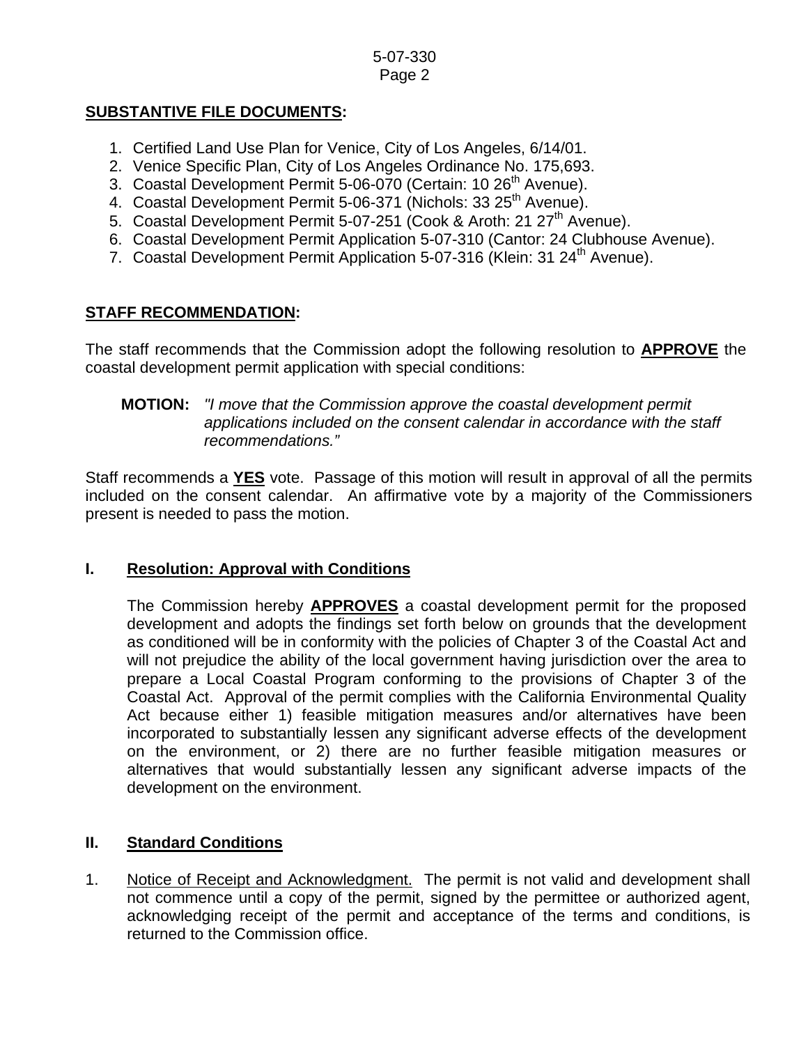**SUBSTANTIVE FILE DOCUMENTS:**

1. Certified Land Use Plan for Venice, City of Los Angeles, 6/14/01.
2. Venice Specific Plan, City of Los Angeles Ordinance No. 175,693.
3. Coastal Development Permit 5-06-070 (Certain: 10 26th Avenue).
4. Coastal Development Permit 5-06-371 (Nichols: 33 25th Avenue).
5. Coastal Development Permit 5-07-251 (Cook & Aroth: 21 27th Avenue).
6. Coastal Development Permit Application 5-07-310 (Cantor: 24 Clubhouse Avenue).
7. Coastal Development Permit Application 5-07-316 (Klein: 31 24th Avenue).

**STAFF RECOMMENDATION:**

The staff recommends that the Commission adopt the following resolution to **APPROVE** the coastal development permit application with special conditions:

> **MOTION:** *"I move that the Commission approve the coastal development permit applications included on the consent calendar in accordance with the staff recommendations."*

Staff recommends a **YES** vote. Passage of this motion will result in approval of all the permits included on the consent calendar. An affirmative vote by a majority of the Commissioners present is needed to pass the motion.

## I. Resolution: Approval with Conditions

The Commission hereby **APPROVES** a coastal development permit for the proposed development and adopts the findings set forth below on grounds that the development as conditioned will be in conformity with the policies of Chapter 3 of the Coastal Act and will not prejudice the ability of the local government having jurisdiction over the area to prepare a Local Coastal Program conforming to the provisions of Chapter 3 of the Coastal Act. Approval of the permit complies with the California Environmental Quality Act because either 1) feasible mitigation measures and/or alternatives have been incorporated to substantially lessen any significant adverse effects of the development on the environment, or 2) there are no further feasible mitigation measures or alternatives that would substantially lessen any significant adverse impacts of the development on the environment.

## II. Standard Conditions

1. Notice of Receipt and Acknowledgment. The permit is not valid and development shall not commence until a copy of the permit, signed by the permittee or authorized agent, acknowledging receipt of the permit and acceptance of the terms and conditions, is returned to the Commission office.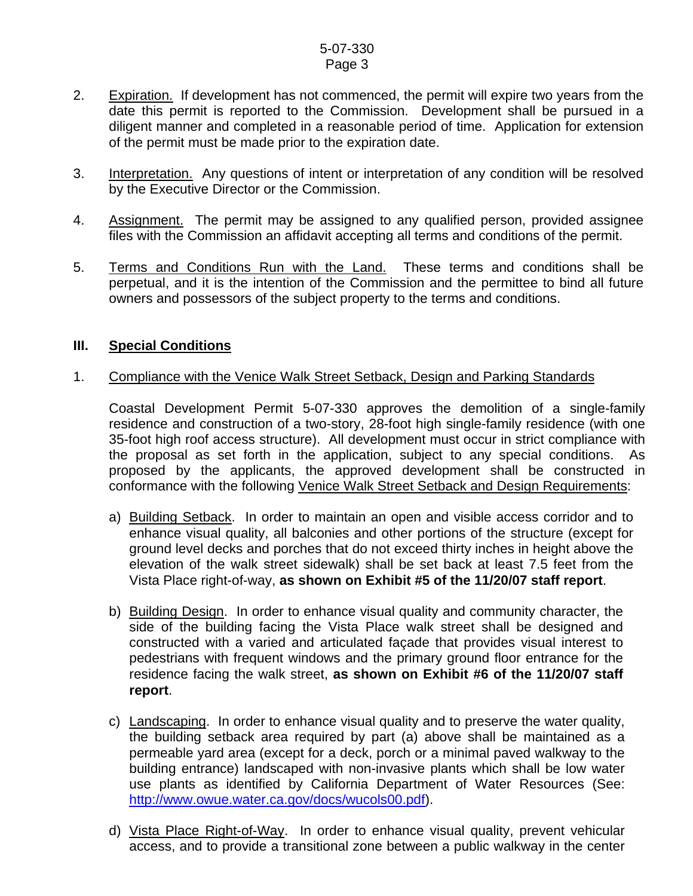2. <u>Expiration.</u> If development has not commenced, the permit will expire two years from the date this permit is reported to the Commission. Development shall be pursued in a diligent manner and completed in a reasonable period of time. Application for extension of the permit must be made prior to the expiration date.

3. <u>Interpretation.</u> Any questions of intent or interpretation of any condition will be resolved by the Executive Director or the Commission.

4. <u>Assignment.</u> The permit may be assigned to any qualified person, provided assignee files with the Commission an affidavit accepting all terms and conditions of the permit.

5. <u>Terms and Conditions Run with the Land.</u> These terms and conditions shall be perpetual, and it is the intention of the Commission and the permittee to bind all future owners and possessors of the subject property to the terms and conditions.

## III. Special Conditions

1. <u>Compliance with the Venice Walk Street Setback, Design and Parking Standards</u>

   Coastal Development Permit 5-07-330 approves the demolition of a single-family residence and construction of a two-story, 28-foot high single-family residence (with one 35-foot high roof access structure). All development must occur in strict compliance with the proposal as set forth in the application, subject to any special conditions. As proposed by the applicants, the approved development shall be constructed in conformance with the following <u>Venice Walk Street Setback and Design Requirements</u>:

   a) <u>Building Setback</u>. In order to maintain an open and visible access corridor and to enhance visual quality, all balconies and other portions of the structure (except for ground level decks and porches that do not exceed thirty inches in height above the elevation of the walk street sidewalk) shall be set back at least 7.5 feet from the Vista Place right-of-way, **as shown on Exhibit #5 of the 11/20/07 staff report**.

   b) <u>Building Design</u>. In order to enhance visual quality and community character, the side of the building facing the Vista Place walk street shall be designed and constructed with a varied and articulated façade that provides visual interest to pedestrians with frequent windows and the primary ground floor entrance for the residence facing the walk street, **as shown on Exhibit #6 of the 11/20/07 staff report**.

   c) <u>Landscaping</u>. In order to enhance visual quality and to preserve the water quality, the building setback area required by part (a) above shall be maintained as a permeable yard area (except for a deck, porch or a minimal paved walkway to the building entrance) landscaped with non-invasive plants which shall be low water use plants as identified by California Department of Water Resources (See: http://www.owue.water.ca.gov/docs/wucols00.pdf).

   d) <u>Vista Place Right-of-Way</u>. In order to enhance visual quality, prevent vehicular access, and to provide a transitional zone between a public walkway in the center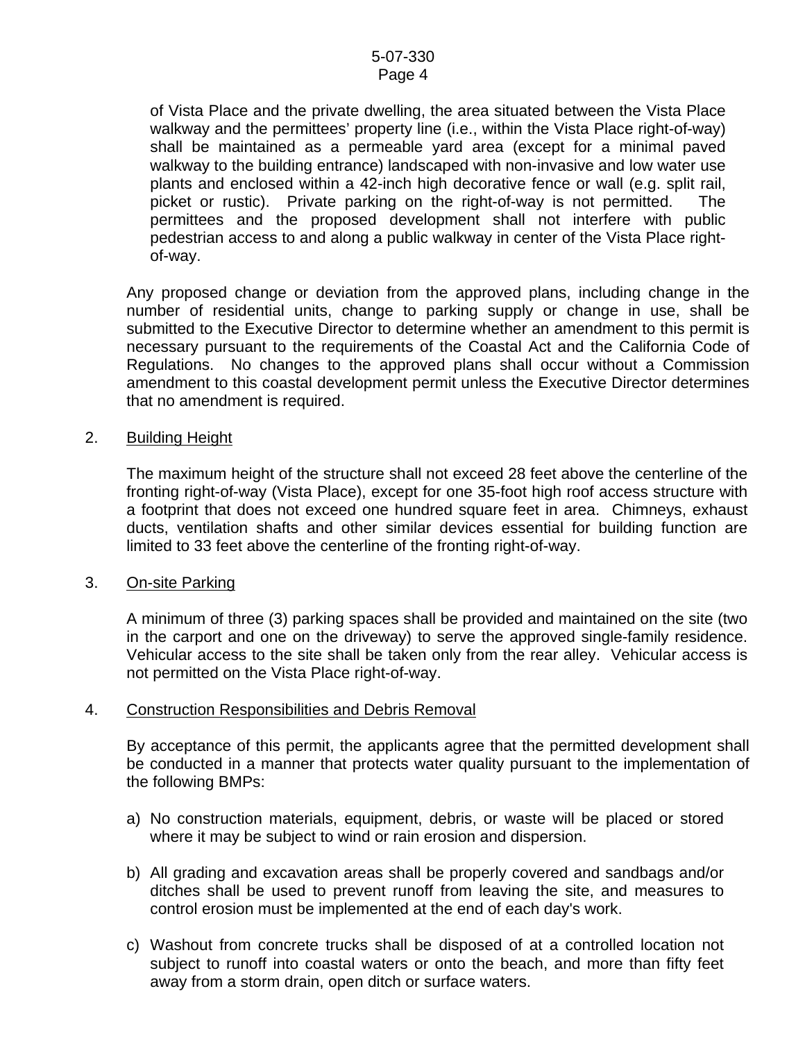of Vista Place and the private dwelling, the area situated between the Vista Place walkway and the permittees' property line (i.e., within the Vista Place right-of-way) shall be maintained as a permeable yard area (except for a minimal paved walkway to the building entrance) landscaped with non-invasive and low water use plants and enclosed within a 42-inch high decorative fence or wall (e.g. split rail, picket or rustic). Private parking on the right-of-way is not permitted. The permittees and the proposed development shall not interfere with public pedestrian access to and along a public walkway in center of the Vista Place right-of-way.

Any proposed change or deviation from the approved plans, including change in the number of residential units, change to parking supply or change in use, shall be submitted to the Executive Director to determine whether an amendment to this permit is necessary pursuant to the requirements of the Coastal Act and the California Code of Regulations. No changes to the approved plans shall occur without a Commission amendment to this coastal development permit unless the Executive Director determines that no amendment is required.

2. Building Height

The maximum height of the structure shall not exceed 28 feet above the centerline of the fronting right-of-way (Vista Place), except for one 35-foot high roof access structure with a footprint that does not exceed one hundred square feet in area. Chimneys, exhaust ducts, ventilation shafts and other similar devices essential for building function are limited to 33 feet above the centerline of the fronting right-of-way.

3. On-site Parking

A minimum of three (3) parking spaces shall be provided and maintained on the site (two in the carport and one on the driveway) to serve the approved single-family residence. Vehicular access to the site shall be taken only from the rear alley. Vehicular access is not permitted on the Vista Place right-of-way.

4. Construction Responsibilities and Debris Removal

By acceptance of this permit, the applicants agree that the permitted development shall be conducted in a manner that protects water quality pursuant to the implementation of the following BMPs:

a) No construction materials, equipment, debris, or waste will be placed or stored where it may be subject to wind or rain erosion and dispersion.

b) All grading and excavation areas shall be properly covered and sandbags and/or ditches shall be used to prevent runoff from leaving the site, and measures to control erosion must be implemented at the end of each day's work.

c) Washout from concrete trucks shall be disposed of at a controlled location not subject to runoff into coastal waters or onto the beach, and more than fifty feet away from a storm drain, open ditch or surface waters.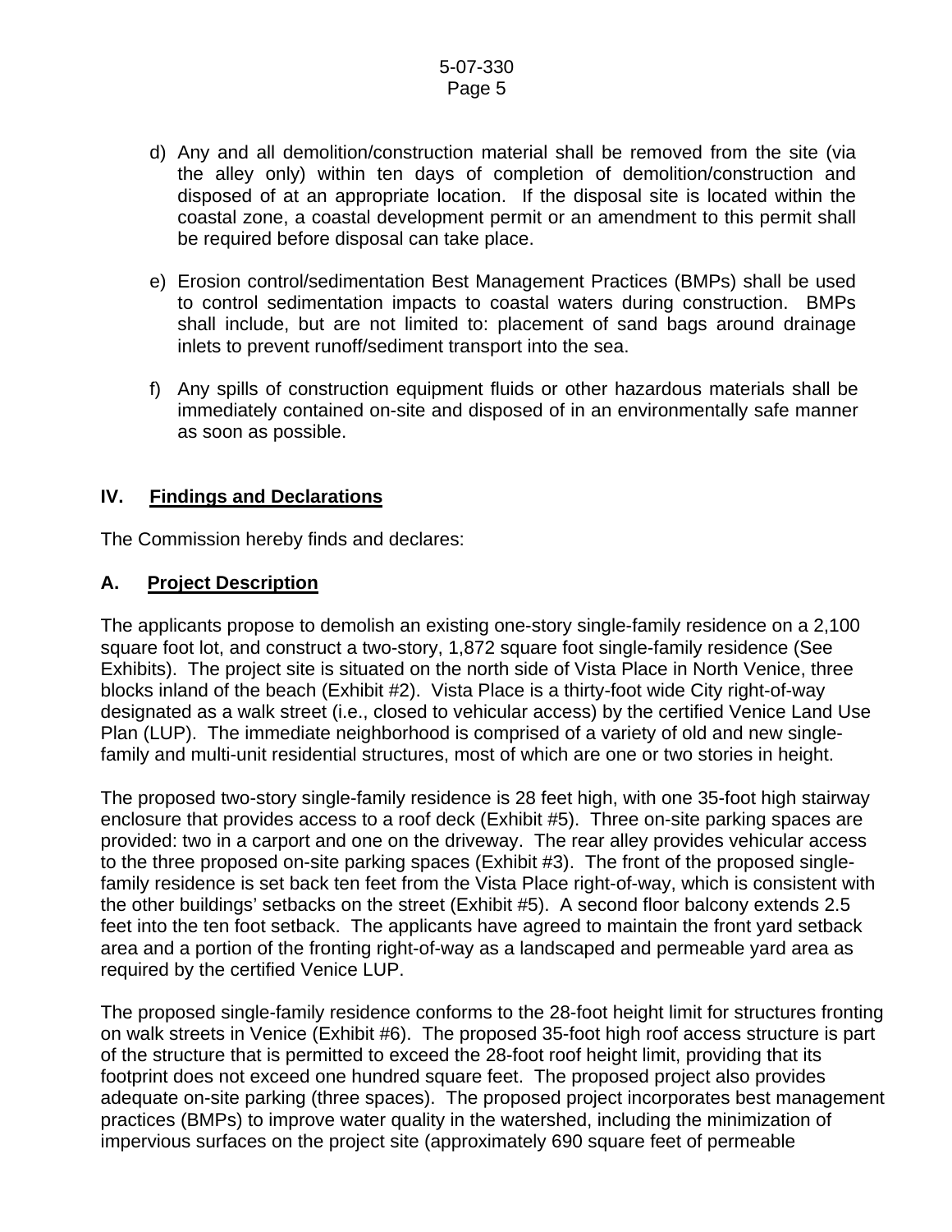d) Any and all demolition/construction material shall be removed from the site (via the alley only) within ten days of completion of demolition/construction and disposed of at an appropriate location. If the disposal site is located within the coastal zone, a coastal development permit or an amendment to this permit shall be required before disposal can take place.

e) Erosion control/sedimentation Best Management Practices (BMPs) shall be used to control sedimentation impacts to coastal waters during construction. BMPs shall include, but are not limited to: placement of sand bags around drainage inlets to prevent runoff/sediment transport into the sea.

f) Any spills of construction equipment fluids or other hazardous materials shall be immediately contained on-site and disposed of in an environmentally safe manner as soon as possible.

## IV. Findings and Declarations

The Commission hereby finds and declares:

### A. Project Description

The applicants propose to demolish an existing one-story single-family residence on a 2,100 square foot lot, and construct a two-story, 1,872 square foot single-family residence (See Exhibits). The project site is situated on the north side of Vista Place in North Venice, three blocks inland of the beach (Exhibit #2). Vista Place is a thirty-foot wide City right-of-way designated as a walk street (i.e., closed to vehicular access) by the certified Venice Land Use Plan (LUP). The immediate neighborhood is comprised of a variety of old and new single-family and multi-unit residential structures, most of which are one or two stories in height.

The proposed two-story single-family residence is 28 feet high, with one 35-foot high stairway enclosure that provides access to a roof deck (Exhibit #5). Three on-site parking spaces are provided: two in a carport and one on the driveway. The rear alley provides vehicular access to the three proposed on-site parking spaces (Exhibit #3). The front of the proposed single-family residence is set back ten feet from the Vista Place right-of-way, which is consistent with the other buildings' setbacks on the street (Exhibit #5). A second floor balcony extends 2.5 feet into the ten foot setback. The applicants have agreed to maintain the front yard setback area and a portion of the fronting right-of-way as a landscaped and permeable yard area as required by the certified Venice LUP.

The proposed single-family residence conforms to the 28-foot height limit for structures fronting on walk streets in Venice (Exhibit #6). The proposed 35-foot high roof access structure is part of the structure that is permitted to exceed the 28-foot roof height limit, providing that its footprint does not exceed one hundred square feet. The proposed project also provides adequate on-site parking (three spaces). The proposed project incorporates best management practices (BMPs) to improve water quality in the watershed, including the minimization of impervious surfaces on the project site (approximately 690 square feet of permeable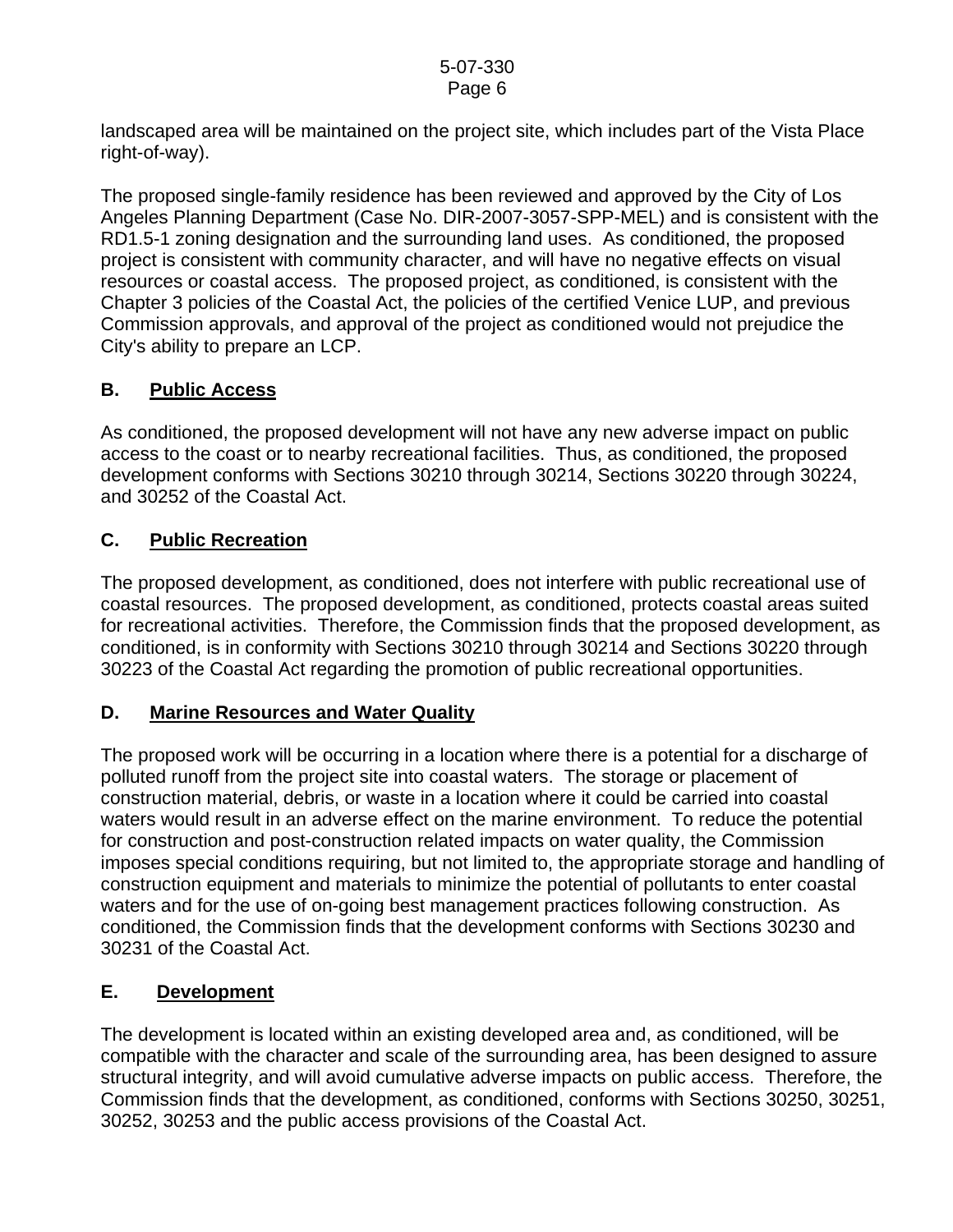landscaped area will be maintained on the project site, which includes part of the Vista Place right-of-way).

The proposed single-family residence has been reviewed and approved by the City of Los Angeles Planning Department (Case No. DIR-2007-3057-SPP-MEL) and is consistent with the RD1.5-1 zoning designation and the surrounding land uses. As conditioned, the proposed project is consistent with community character, and will have no negative effects on visual resources or coastal access. The proposed project, as conditioned, is consistent with the Chapter 3 policies of the Coastal Act, the policies of the certified Venice LUP, and previous Commission approvals, and approval of the project as conditioned would not prejudice the City's ability to prepare an LCP.

## B. Public Access

As conditioned, the proposed development will not have any new adverse impact on public access to the coast or to nearby recreational facilities. Thus, as conditioned, the proposed development conforms with Sections 30210 through 30214, Sections 30220 through 30224, and 30252 of the Coastal Act.

## C. Public Recreation

The proposed development, as conditioned, does not interfere with public recreational use of coastal resources. The proposed development, as conditioned, protects coastal areas suited for recreational activities. Therefore, the Commission finds that the proposed development, as conditioned, is in conformity with Sections 30210 through 30214 and Sections 30220 through 30223 of the Coastal Act regarding the promotion of public recreational opportunities.

## D. Marine Resources and Water Quality

The proposed work will be occurring in a location where there is a potential for a discharge of polluted runoff from the project site into coastal waters. The storage or placement of construction material, debris, or waste in a location where it could be carried into coastal waters would result in an adverse effect on the marine environment. To reduce the potential for construction and post-construction related impacts on water quality, the Commission imposes special conditions requiring, but not limited to, the appropriate storage and handling of construction equipment and materials to minimize the potential of pollutants to enter coastal waters and for the use of on-going best management practices following construction. As conditioned, the Commission finds that the development conforms with Sections 30230 and 30231 of the Coastal Act.

## E. Development

The development is located within an existing developed area and, as conditioned, will be compatible with the character and scale of the surrounding area, has been designed to assure structural integrity, and will avoid cumulative adverse impacts on public access. Therefore, the Commission finds that the development, as conditioned, conforms with Sections 30250, 30251, 30252, 30253 and the public access provisions of the Coastal Act.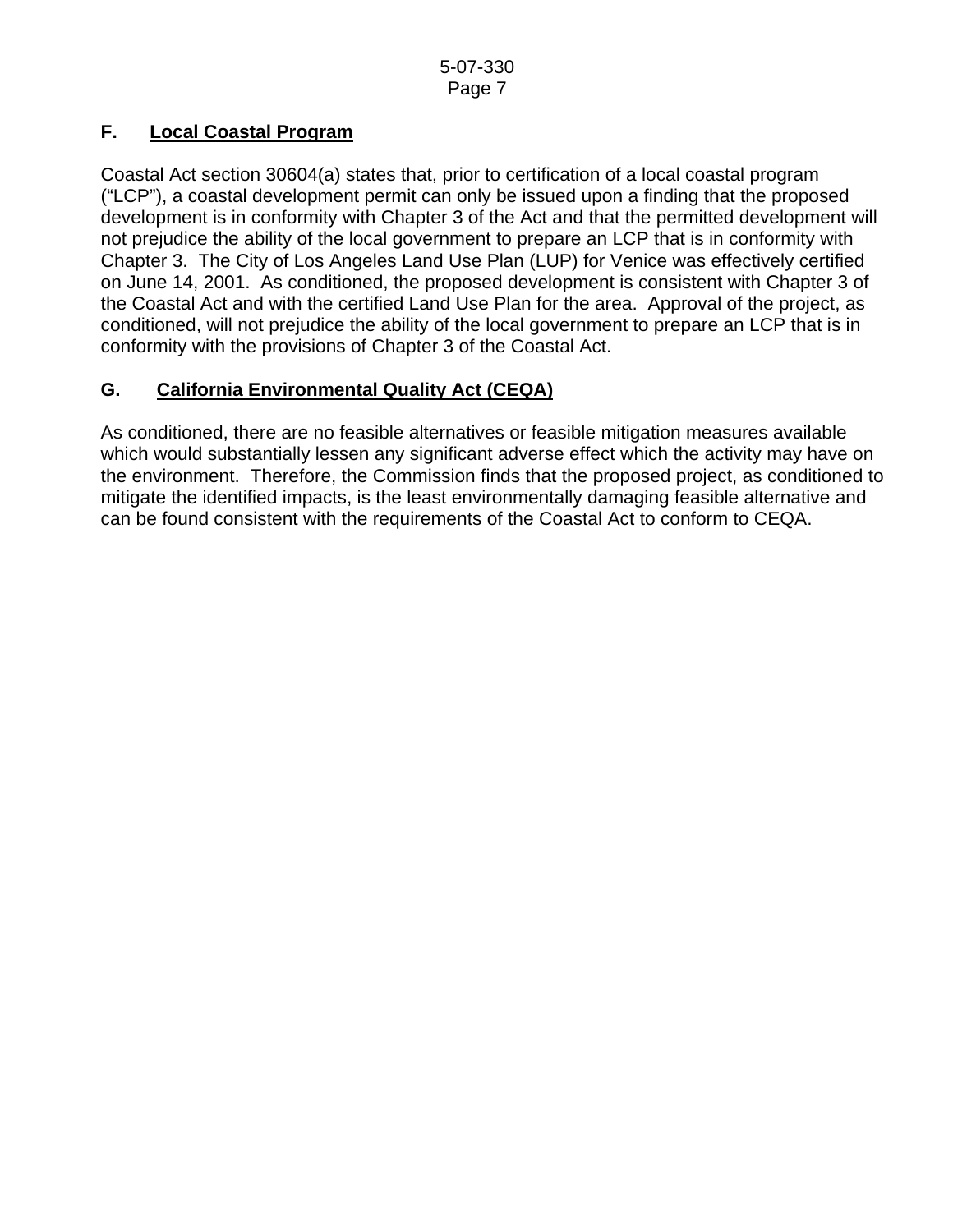## F. Local Coastal Program

Coastal Act section 30604(a) states that, prior to certification of a local coastal program ("LCP"), a coastal development permit can only be issued upon a finding that the proposed development is in conformity with Chapter 3 of the Act and that the permitted development will not prejudice the ability of the local government to prepare an LCP that is in conformity with Chapter 3. The City of Los Angeles Land Use Plan (LUP) for Venice was effectively certified on June 14, 2001. As conditioned, the proposed development is consistent with Chapter 3 of the Coastal Act and with the certified Land Use Plan for the area. Approval of the project, as conditioned, will not prejudice the ability of the local government to prepare an LCP that is in conformity with the provisions of Chapter 3 of the Coastal Act.

## G. California Environmental Quality Act (CEQA)

As conditioned, there are no feasible alternatives or feasible mitigation measures available which would substantially lessen any significant adverse effect which the activity may have on the environment. Therefore, the Commission finds that the proposed project, as conditioned to mitigate the identified impacts, is the least environmentally damaging feasible alternative and can be found consistent with the requirements of the Coastal Act to conform to CEQA.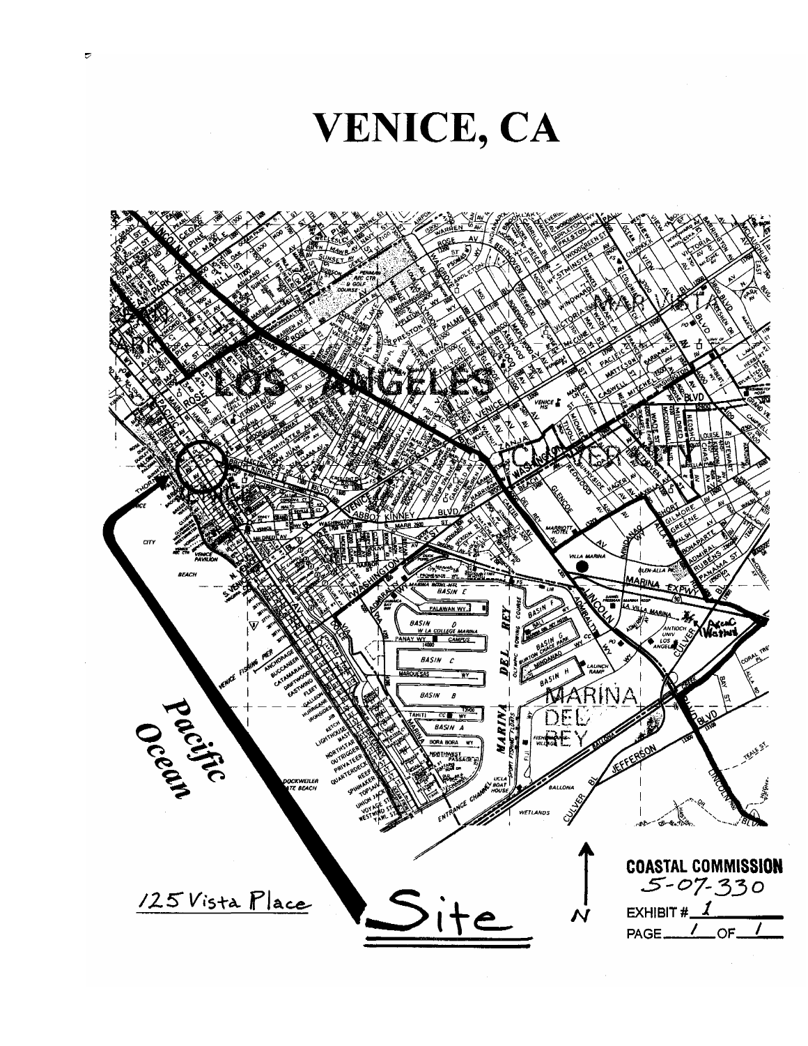# VENICE, CA

125 Vista Place

Site

COASTAL COMMISSION
5-07-330

EXHIBIT # 1

PAGE 1 OF 1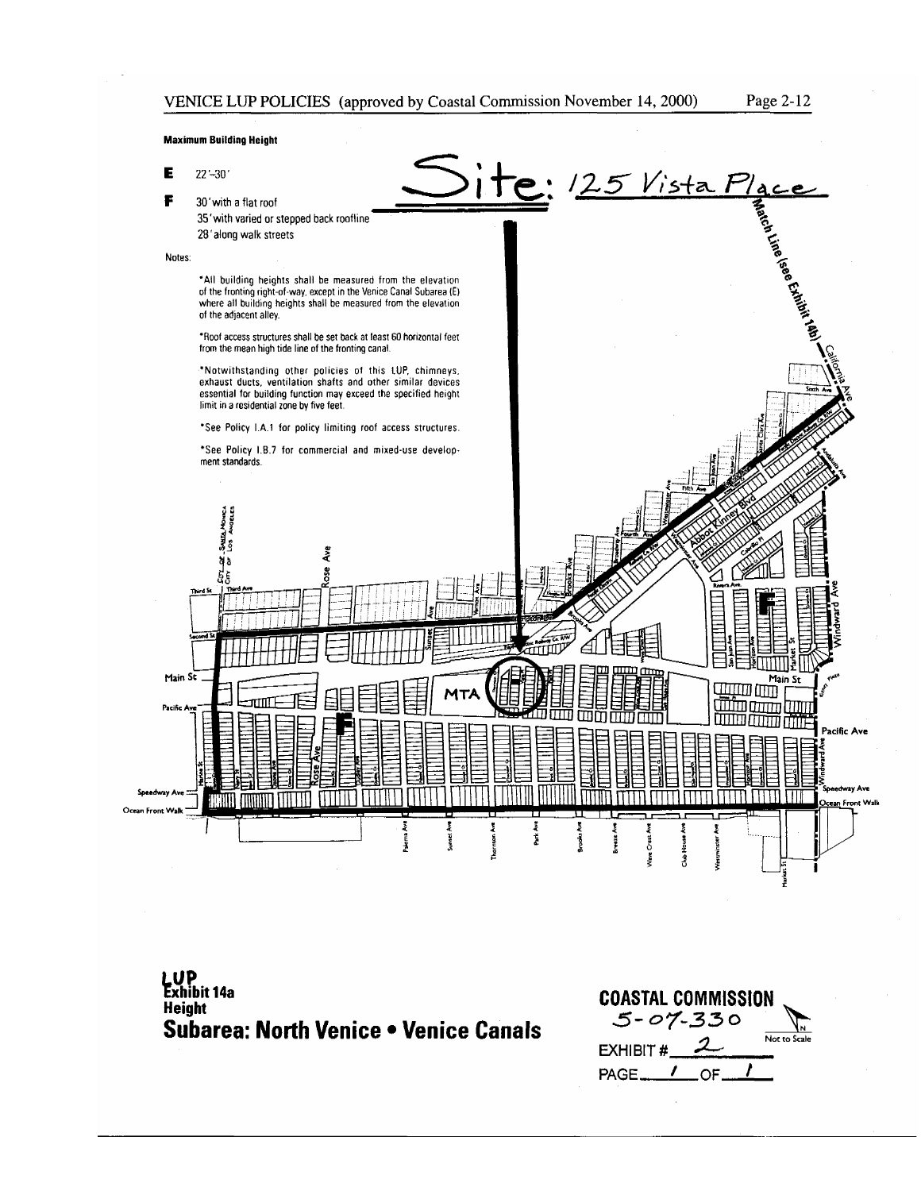VENICE LUP POLICIES (approved by Coastal Commission November 14, 2000)

**Maximum Building Height**

**E** 22'-30'

**F** 30' with a flat roof
35' with varied or stepped back roofline
28' along walk streets

Notes:

*All building heights shall be measured from the elevation of the fronting right-of-way, except in the Venice Canal Subarea (E) where all building heights shall be measured from the elevation of the adjacent alley.

*Roof access structures shall be set back at least 60 horizontal feet from the mean high tide line of the fronting canal.

*Notwithstanding other policies of this LUP, chimneys, exhaust ducts, ventilation shafts and other similar devices essential for building function may exceed the specified height limit in a residential zone by five feet.

*See Policy I.A.1 for policy limiting roof access structures.

*See Policy I.B.7 for commercial and mixed-use development standards.

Site: 125 Vista Place

Match Line (see Exhibit 14b)

**LUP Exhibit 14a**
**Height**
**Subarea: North Venice • Venice Canals**

**COASTAL COMMISSION**
5-07-330
EXHIBIT # 2
PAGE 1 OF 1

Not to Scale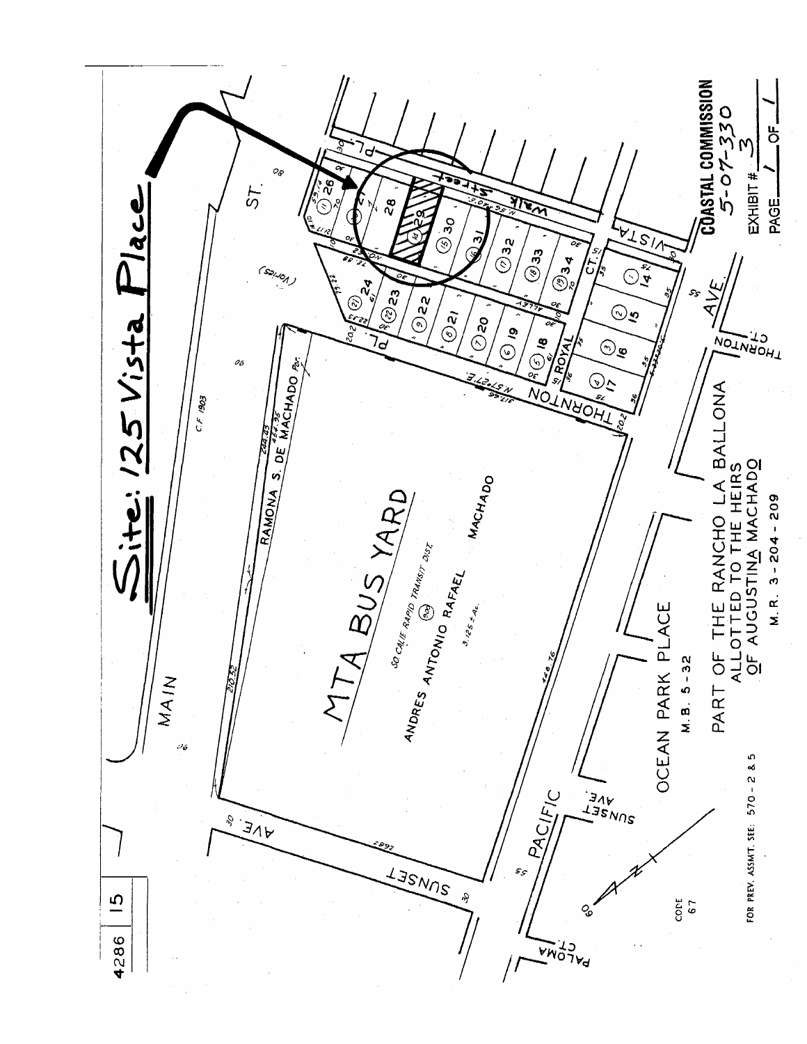# Site: 125 Vista Place

4286 | 15

MTA BUS YARD

SO. CALIF. RAPID TRANSIT DIST.

ANDRES ANTONIO RAFAEL MACHADO

RAMONA S. DE MACHADO Por.

MAIN ST.

SUNSET AVE.

PACIFIC

THORNTON PL.

ROYAL CT.

VISTA PL.

Walk Street

OCEAN PARK PLACE

M.B. 5-32

PART OF THE RANCHO LA BALLONA ALLOTTED TO THE HEIRS OF AUGUSTINA MACHADO

M. R. 3 - 204 - 209

FOR PREV. ASSMT. SEE: 570 - 2 & 5

CODE 67

**COASTAL COMMISSION**

5-07-330

EXHIBIT # 3

PAGE 1 OF 1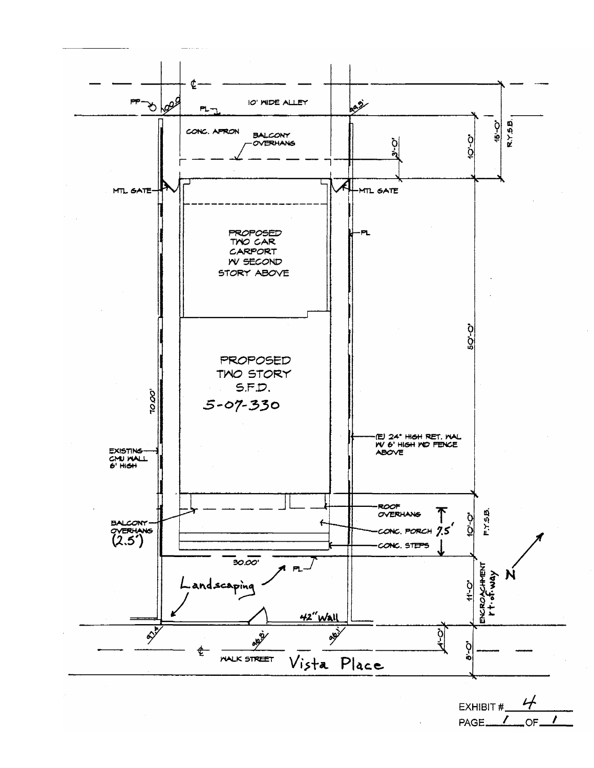℄

PP

100.0'

PL

10' WIDE ALLEY

99.5'

CONC. APRON

BALCONY OVERHANG

3'-0"

10'-0"

15'-0" R.Y.S.B.

MTL GATE

MTL GATE

PROPOSED TWO CAR CARPORT W/ SECOND STORY ABOVE

PL

PROPOSED TWO STORY S.F.D.

5-07-330

70.00'

50'-0"

EXISTING CMU WALL 6' HIGH

(E) 24" HIGH RET. WAL W/ 6' HIGH WD FENCE ABOVE

BALCONY OVERHANG (2.5')

ROOF OVERHANG

CONC. PORCH 7.5'

CONC. STEPS

10'-0" F.Y.S.B.

30.00'

PL

Landscaping

11'-0" ENCROACHMENT r.t.-of-way

N

42" Wall

97.4'

96.8'

96.1'

4'-0"

8'-0"

℄ WALK STREET Vista Place

EXHIBIT # 4

PAGE 1 OF 1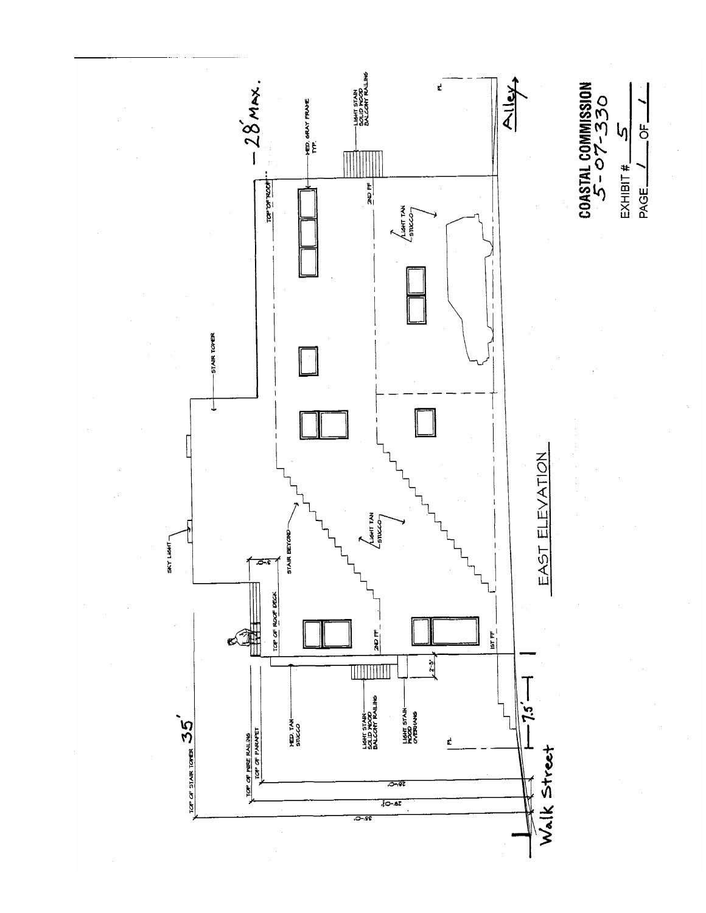EAST ELEVATION

TOP OF STAIR TOWER 35'

TOP OF WIRE RAILING

TOP OF PARAPET

35'-0"

28'-0"

28'-0"

MED. TAN STUCCO

LIGHT STAIN SOLID WOOD BALCONY RAILING

LIGHT STAIN WOOD OVERHANG

PL

7.5'

2'-5"

Walk Street

TOP OF ROOF DECK

SKY LIGHT

3'-0"

STAIR BEYOND

2ND FF

1ST FF

LIGHT TAN STUCCO

STAIR TOWER

TOP OF ROOF

MED. GRAY FRAME TYP.

2ND FF

LIGHT TAN STUCCO

LIGHT STAIN SOLID WOOD BALCONY RAILING

28' MAX.

PL

Alley

**COASTAL COMMISSION**
5-07-330

EXHIBIT # 5

PAGE 1 OF 1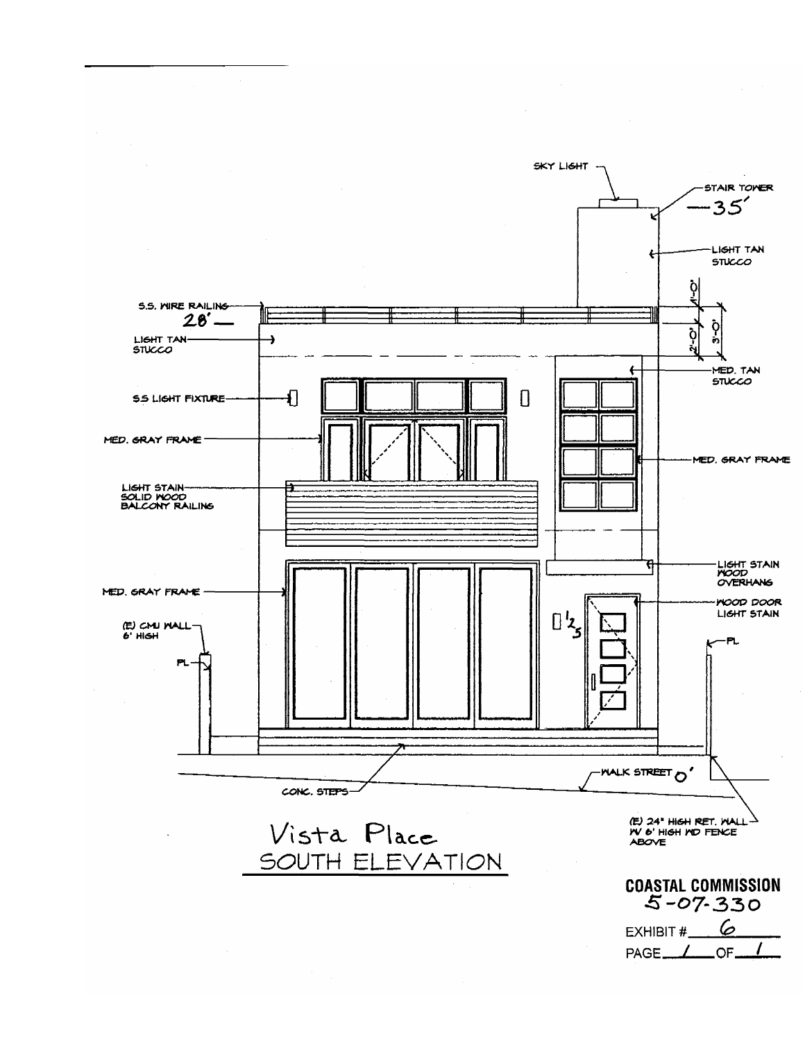SKY LIGHT

STAIR TOWER

35'

LIGHT TAN STUCCO

1'-0"

2'-0"

3'-0"

S.S. WIRE RAILING

28'

LIGHT TAN STUCCO

MED. TAN STUCCO

S.S LIGHT FIXTURE

MED. GRAY FRAME

MED. GRAY FRAME

LIGHT STAIN SOLID WOOD BALCONY RAILING

LIGHT STAIN WOOD OVERHANG

MED. GRAY FRAME

WOOD DOOR LIGHT STAIN

125

(E) CMU WALL 6' HIGH

PL

PL

WALK STREET 0'

CONC. STEPS

(E) 24" HIGH RET. WALL W/ 6' HIGH WD FENCE ABOVE

Vista Place
SOUTH ELEVATION

**COASTAL COMMISSION**
5-07-330

EXHIBIT # 6

PAGE 1 OF 1